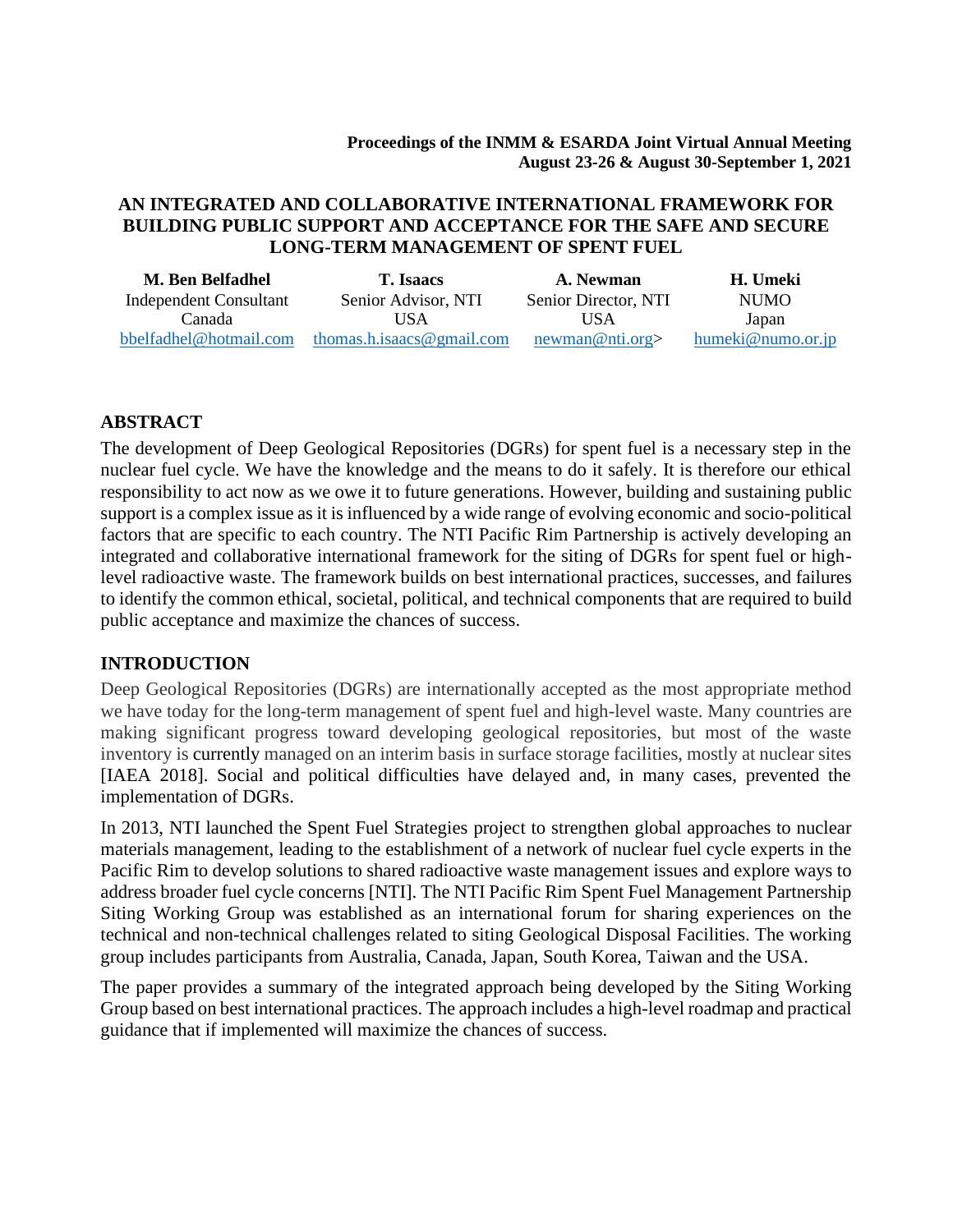**Proceedings of the INMM & ESARDA Joint Virtual Annual Meeting**
**August 23-26 & August 30-September 1, 2021**

# AN INTEGRATED AND COLLABORATIVE INTERNATIONAL FRAMEWORK FOR BUILDING PUBLIC SUPPORT AND ACCEPTANCE FOR THE SAFE AND SECURE LONG-TERM MANAGEMENT OF SPENT FUEL

| **M. Ben Belfadhel** | **T. Isaacs** | **A. Newman** | **H. Umeki** |
|---|---|---|---|
| Independent Consultant | Senior Advisor, NTI | Senior Director, NTI | NUMO |
| Canada | USA | USA | Japan |
| bbelfadhel@hotmail.com | thomas.h.isaacs@gmail.com | newman@nti.org> | humeki@numo.or.jp |

## ABSTRACT

The development of Deep Geological Repositories (DGRs) for spent fuel is a necessary step in the nuclear fuel cycle. We have the knowledge and the means to do it safely. It is therefore our ethical responsibility to act now as we owe it to future generations. However, building and sustaining public support is a complex issue as it is influenced by a wide range of evolving economic and socio-political factors that are specific to each country. The NTI Pacific Rim Partnership is actively developing an integrated and collaborative international framework for the siting of DGRs for spent fuel or high-level radioactive waste. The framework builds on best international practices, successes, and failures to identify the common ethical, societal, political, and technical components that are required to build public acceptance and maximize the chances of success.

## INTRODUCTION

Deep Geological Repositories (DGRs) are internationally accepted as the most appropriate method we have today for the long-term management of spent fuel and high-level waste. Many countries are making significant progress toward developing geological repositories, but most of the waste inventory is currently managed on an interim basis in surface storage facilities, mostly at nuclear sites [IAEA 2018]. Social and political difficulties have delayed and, in many cases, prevented the implementation of DGRs.

In 2013, NTI launched the Spent Fuel Strategies project to strengthen global approaches to nuclear materials management, leading to the establishment of a network of nuclear fuel cycle experts in the Pacific Rim to develop solutions to shared radioactive waste management issues and explore ways to address broader fuel cycle concerns [NTI]. The NTI Pacific Rim Spent Fuel Management Partnership Siting Working Group was established as an international forum for sharing experiences on the technical and non-technical challenges related to siting Geological Disposal Facilities. The working group includes participants from Australia, Canada, Japan, South Korea, Taiwan and the USA.

The paper provides a summary of the integrated approach being developed by the Siting Working Group based on best international practices. The approach includes a high-level roadmap and practical guidance that if implemented will maximize the chances of success.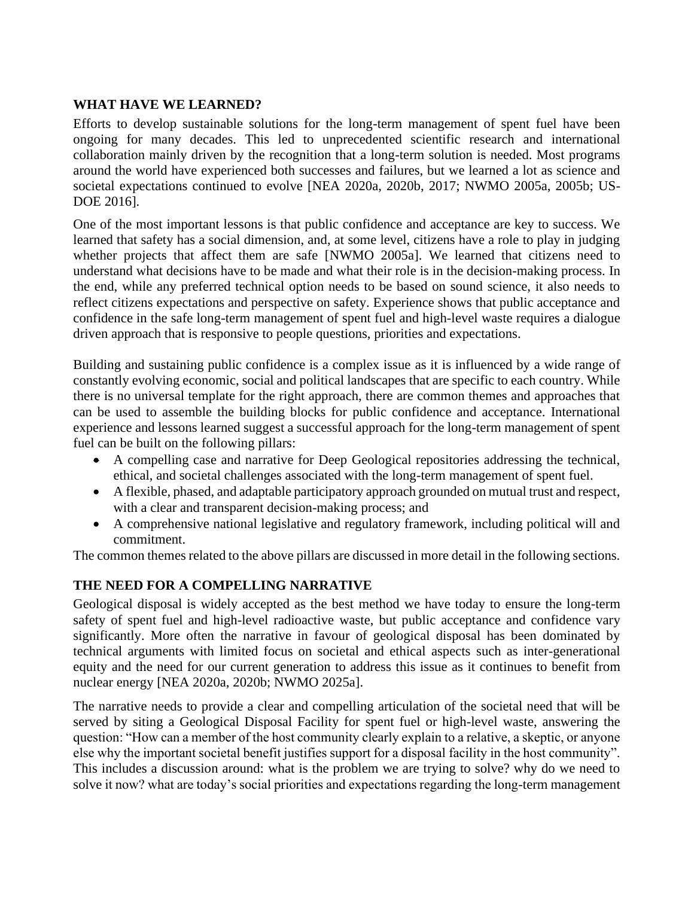## WHAT HAVE WE LEARNED?

Efforts to develop sustainable solutions for the long-term management of spent fuel have been ongoing for many decades. This led to unprecedented scientific research and international collaboration mainly driven by the recognition that a long-term solution is needed. Most programs around the world have experienced both successes and failures, but we learned a lot as science and societal expectations continued to evolve [NEA 2020a, 2020b, 2017; NWMO 2005a, 2005b; US-DOE 2016].

One of the most important lessons is that public confidence and acceptance are key to success. We learned that safety has a social dimension, and, at some level, citizens have a role to play in judging whether projects that affect them are safe [NWMO 2005a]. We learned that citizens need to understand what decisions have to be made and what their role is in the decision-making process. In the end, while any preferred technical option needs to be based on sound science, it also needs to reflect citizens expectations and perspective on safety. Experience shows that public acceptance and confidence in the safe long-term management of spent fuel and high-level waste requires a dialogue driven approach that is responsive to people questions, priorities and expectations.

Building and sustaining public confidence is a complex issue as it is influenced by a wide range of constantly evolving economic, social and political landscapes that are specific to each country. While there is no universal template for the right approach, there are common themes and approaches that can be used to assemble the building blocks for public confidence and acceptance. International experience and lessons learned suggest a successful approach for the long-term management of spent fuel can be built on the following pillars:

- A compelling case and narrative for Deep Geological repositories addressing the technical, ethical, and societal challenges associated with the long-term management of spent fuel.
- A flexible, phased, and adaptable participatory approach grounded on mutual trust and respect, with a clear and transparent decision-making process; and
- A comprehensive national legislative and regulatory framework, including political will and commitment.

The common themes related to the above pillars are discussed in more detail in the following sections.

## THE NEED FOR A COMPELLING NARRATIVE

Geological disposal is widely accepted as the best method we have today to ensure the long-term safety of spent fuel and high-level radioactive waste, but public acceptance and confidence vary significantly. More often the narrative in favour of geological disposal has been dominated by technical arguments with limited focus on societal and ethical aspects such as inter-generational equity and the need for our current generation to address this issue as it continues to benefit from nuclear energy [NEA 2020a, 2020b; NWMO 2025a].

The narrative needs to provide a clear and compelling articulation of the societal need that will be served by siting a Geological Disposal Facility for spent fuel or high-level waste, answering the question: "How can a member of the host community clearly explain to a relative, a skeptic, or anyone else why the important societal benefit justifies support for a disposal facility in the host community". This includes a discussion around: what is the problem we are trying to solve? why do we need to solve it now? what are today's social priorities and expectations regarding the long-term management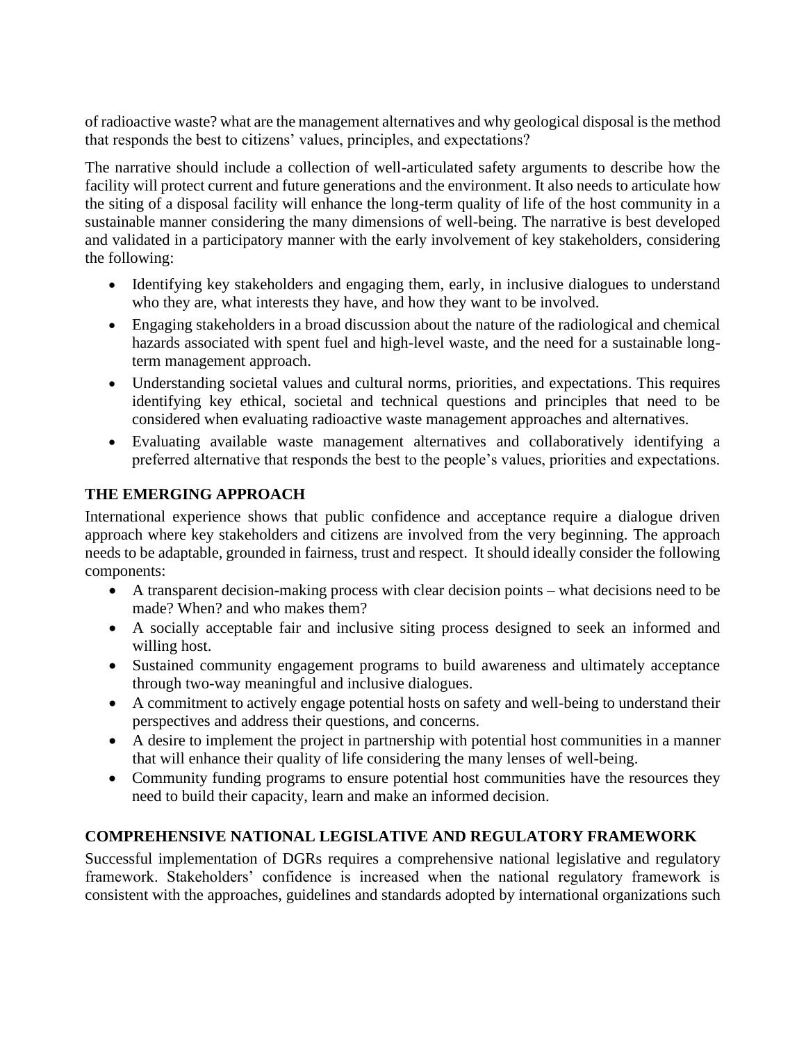of radioactive waste? what are the management alternatives and why geological disposal is the method that responds the best to citizens' values, principles, and expectations?

The narrative should include a collection of well-articulated safety arguments to describe how the facility will protect current and future generations and the environment. It also needs to articulate how the siting of a disposal facility will enhance the long-term quality of life of the host community in a sustainable manner considering the many dimensions of well-being. The narrative is best developed and validated in a participatory manner with the early involvement of key stakeholders, considering the following:

- Identifying key stakeholders and engaging them, early, in inclusive dialogues to understand who they are, what interests they have, and how they want to be involved.
- Engaging stakeholders in a broad discussion about the nature of the radiological and chemical hazards associated with spent fuel and high-level waste, and the need for a sustainable long-term management approach.
- Understanding societal values and cultural norms, priorities, and expectations. This requires identifying key ethical, societal and technical questions and principles that need to be considered when evaluating radioactive waste management approaches and alternatives.
- Evaluating available waste management alternatives and collaboratively identifying a preferred alternative that responds the best to the people's values, priorities and expectations.

## THE EMERGING APPROACH

International experience shows that public confidence and acceptance require a dialogue driven approach where key stakeholders and citizens are involved from the very beginning. The approach needs to be adaptable, grounded in fairness, trust and respect. It should ideally consider the following components:

- A transparent decision-making process with clear decision points – what decisions need to be made? When? and who makes them?
- A socially acceptable fair and inclusive siting process designed to seek an informed and willing host.
- Sustained community engagement programs to build awareness and ultimately acceptance through two-way meaningful and inclusive dialogues.
- A commitment to actively engage potential hosts on safety and well-being to understand their perspectives and address their questions, and concerns.
- A desire to implement the project in partnership with potential host communities in a manner that will enhance their quality of life considering the many lenses of well-being.
- Community funding programs to ensure potential host communities have the resources they need to build their capacity, learn and make an informed decision.

## COMPREHENSIVE NATIONAL LEGISLATIVE AND REGULATORY FRAMEWORK

Successful implementation of DGRs requires a comprehensive national legislative and regulatory framework. Stakeholders' confidence is increased when the national regulatory framework is consistent with the approaches, guidelines and standards adopted by international organizations such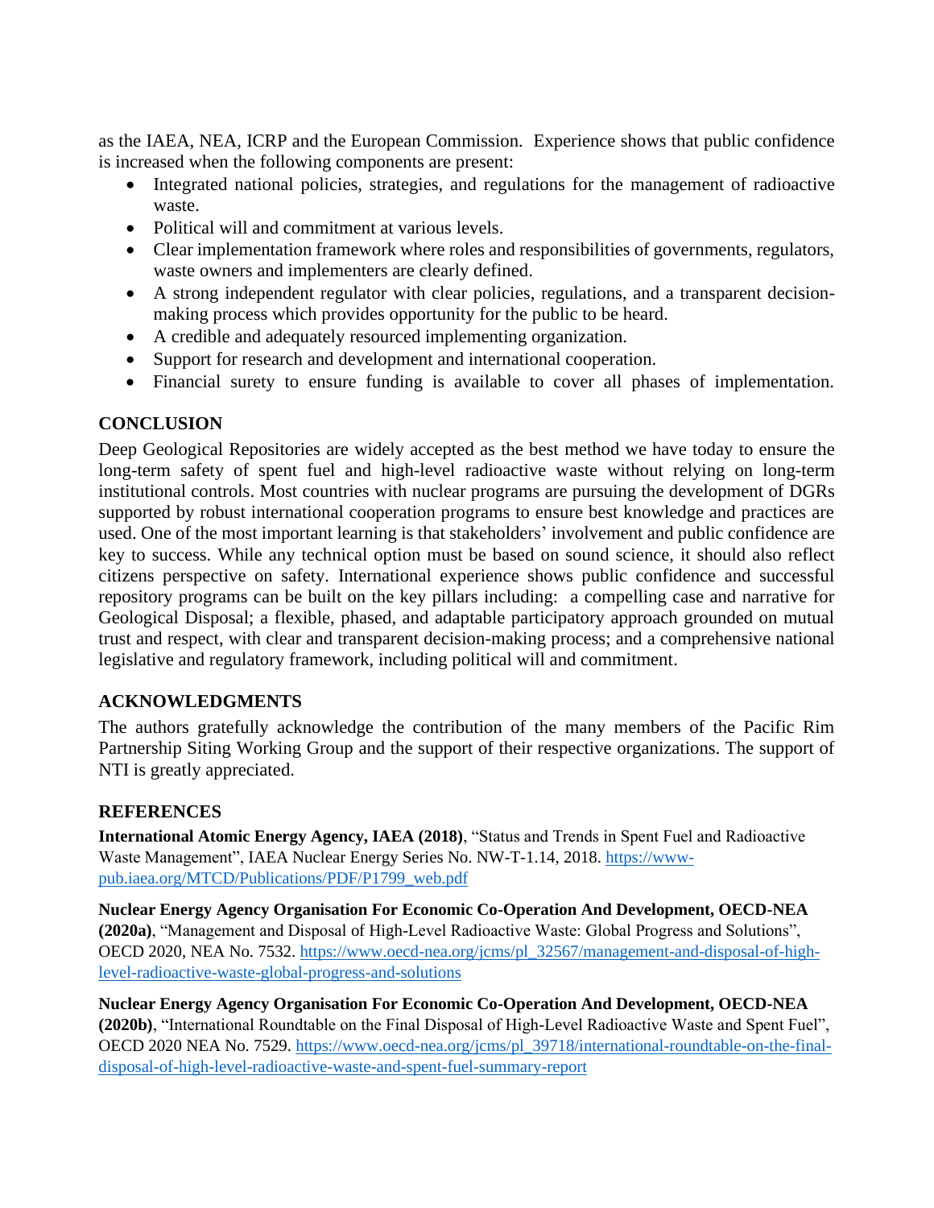as the IAEA, NEA, ICRP and the European Commission. Experience shows that public confidence is increased when the following components are present:

- Integrated national policies, strategies, and regulations for the management of radioactive waste.
- Political will and commitment at various levels.
- Clear implementation framework where roles and responsibilities of governments, regulators, waste owners and implementers are clearly defined.
- A strong independent regulator with clear policies, regulations, and a transparent decision-making process which provides opportunity for the public to be heard.
- A credible and adequately resourced implementing organization.
- Support for research and development and international cooperation.
- Financial surety to ensure funding is available to cover all phases of implementation.

## CONCLUSION

Deep Geological Repositories are widely accepted as the best method we have today to ensure the long-term safety of spent fuel and high-level radioactive waste without relying on long-term institutional controls. Most countries with nuclear programs are pursuing the development of DGRs supported by robust international cooperation programs to ensure best knowledge and practices are used. One of the most important learning is that stakeholders' involvement and public confidence are key to success. While any technical option must be based on sound science, it should also reflect citizens perspective on safety. International experience shows public confidence and successful repository programs can be built on the key pillars including: a compelling case and narrative for Geological Disposal; a flexible, phased, and adaptable participatory approach grounded on mutual trust and respect, with clear and transparent decision-making process; and a comprehensive national legislative and regulatory framework, including political will and commitment.

## ACKNOWLEDGMENTS

The authors gratefully acknowledge the contribution of the many members of the Pacific Rim Partnership Siting Working Group and the support of their respective organizations. The support of NTI is greatly appreciated.

## REFERENCES

**International Atomic Energy Agency, IAEA (2018)**, "Status and Trends in Spent Fuel and Radioactive Waste Management", IAEA Nuclear Energy Series No. NW-T-1.14, 2018. https://www-pub.iaea.org/MTCD/Publications/PDF/P1799_web.pdf

**Nuclear Energy Agency Organisation For Economic Co-Operation And Development, OECD-NEA (2020a)**, "Management and Disposal of High-Level Radioactive Waste: Global Progress and Solutions", OECD 2020, NEA No. 7532. https://www.oecd-nea.org/jcms/pl_32567/management-and-disposal-of-high-level-radioactive-waste-global-progress-and-solutions

**Nuclear Energy Agency Organisation For Economic Co-Operation And Development, OECD-NEA (2020b)**, "International Roundtable on the Final Disposal of High-Level Radioactive Waste and Spent Fuel", OECD 2020 NEA No. 7529. https://www.oecd-nea.org/jcms/pl_39718/international-roundtable-on-the-final-disposal-of-high-level-radioactive-waste-and-spent-fuel-summary-report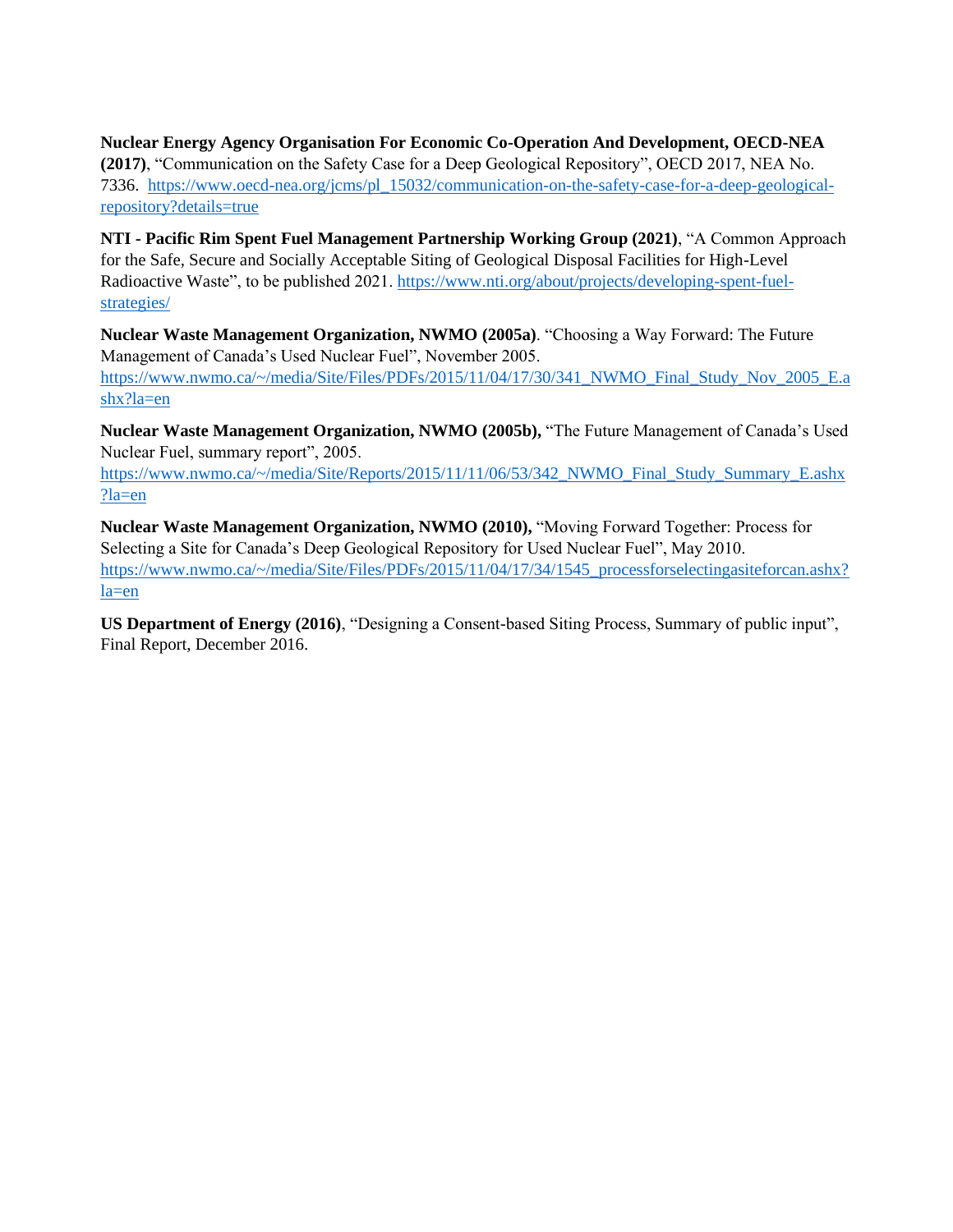**Nuclear Energy Agency Organisation For Economic Co-Operation And Development, OECD-NEA (2017)**, "Communication on the Safety Case for a Deep Geological Repository", OECD 2017, NEA No. 7336. https://www.oecd-nea.org/jcms/pl_15032/communication-on-the-safety-case-for-a-deep-geological-repository?details=true

**NTI - Pacific Rim Spent Fuel Management Partnership Working Group (2021)**, "A Common Approach for the Safe, Secure and Socially Acceptable Siting of Geological Disposal Facilities for High-Level Radioactive Waste", to be published 2021. https://www.nti.org/about/projects/developing-spent-fuel-strategies/

**Nuclear Waste Management Organization, NWMO (2005a)**. "Choosing a Way Forward: The Future Management of Canada's Used Nuclear Fuel", November 2005. https://www.nwmo.ca/~/media/Site/Files/PDFs/2015/11/04/17/30/341_NWMO_Final_Study_Nov_2005_E.ashx?la=en

**Nuclear Waste Management Organization, NWMO (2005b),** "The Future Management of Canada's Used Nuclear Fuel, summary report", 2005. https://www.nwmo.ca/~/media/Site/Reports/2015/11/11/06/53/342_NWMO_Final_Study_Summary_E.ashx?la=en

**Nuclear Waste Management Organization, NWMO (2010),** "Moving Forward Together: Process for Selecting a Site for Canada's Deep Geological Repository for Used Nuclear Fuel", May 2010. https://www.nwmo.ca/~/media/Site/Files/PDFs/2015/11/04/17/34/1545_processforselectingasiteforcan.ashx?la=en

**US Department of Energy (2016)**, "Designing a Consent-based Siting Process, Summary of public input", Final Report, December 2016.